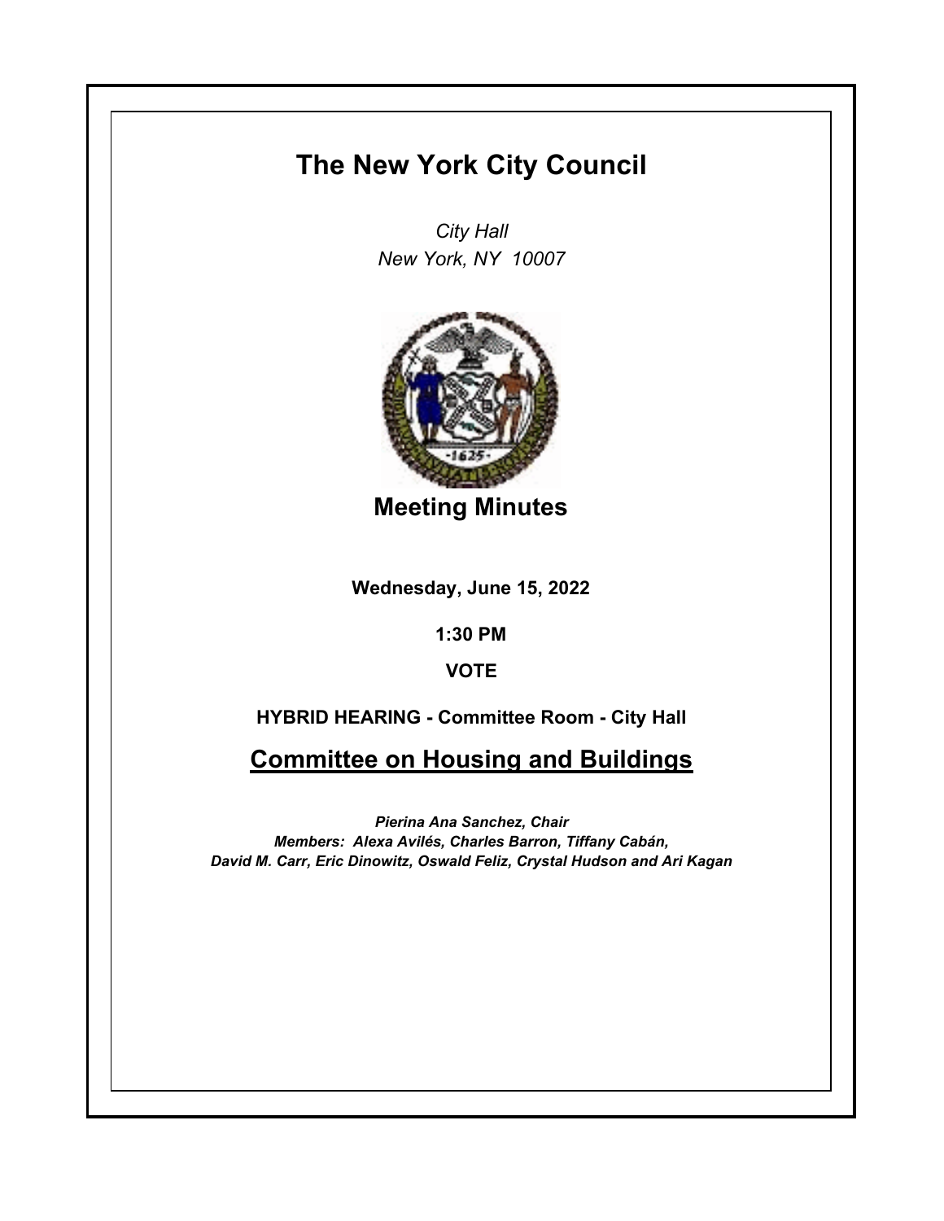# The New York City Council

*City Hall*
*New York, NY 10007*

## Meeting Minutes

**Wednesday, June 15, 2022**

**1:30 PM**

**VOTE**

**HYBRID HEARING - Committee Room - City Hall**

## Committee on Housing and Buildings

***Pierina Ana Sanchez, Chair***
***Members: Alexa Avilés, Charles Barron, Tiffany Cabán, David M. Carr, Eric Dinowitz, Oswald Feliz, Crystal Hudson and Ari Kagan***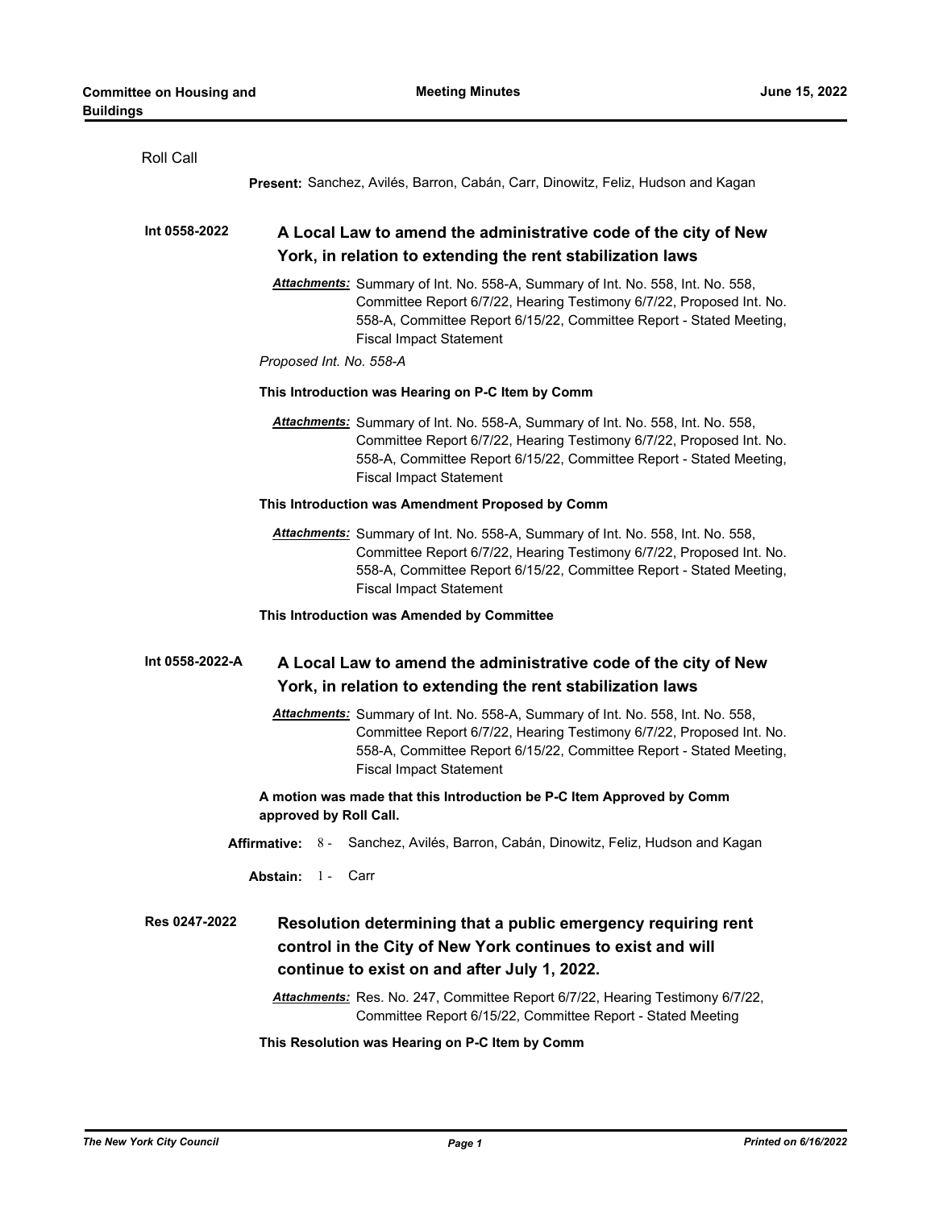Roll Call

**Present:** Sanchez, Avilés, Barron, Cabán, Carr, Dinowitz, Feliz, Hudson and Kagan

**Int 0558-2022** **A Local Law to amend the administrative code of the city of New York, in relation to extending the rent stabilization laws**

***Attachments:*** Summary of Int. No. 558-A, Summary of Int. No. 558, Int. No. 558, Committee Report 6/7/22, Hearing Testimony 6/7/22, Proposed Int. No. 558-A, Committee Report 6/15/22, Committee Report - Stated Meeting, Fiscal Impact Statement

*Proposed Int. No. 558-A*

**This Introduction was Hearing on P-C Item by Comm**

***Attachments:*** Summary of Int. No. 558-A, Summary of Int. No. 558, Int. No. 558, Committee Report 6/7/22, Hearing Testimony 6/7/22, Proposed Int. No. 558-A, Committee Report 6/15/22, Committee Report - Stated Meeting, Fiscal Impact Statement

**This Introduction was Amendment Proposed by Comm**

***Attachments:*** Summary of Int. No. 558-A, Summary of Int. No. 558, Int. No. 558, Committee Report 6/7/22, Hearing Testimony 6/7/22, Proposed Int. No. 558-A, Committee Report 6/15/22, Committee Report - Stated Meeting, Fiscal Impact Statement

**This Introduction was Amended by Committee**

**Int 0558-2022-A** **A Local Law to amend the administrative code of the city of New York, in relation to extending the rent stabilization laws**

***Attachments:*** Summary of Int. No. 558-A, Summary of Int. No. 558, Int. No. 558, Committee Report 6/7/22, Hearing Testimony 6/7/22, Proposed Int. No. 558-A, Committee Report 6/15/22, Committee Report - Stated Meeting, Fiscal Impact Statement

**A motion was made that this Introduction be P-C Item Approved by Comm approved by Roll Call.**

**Affirmative:** 8 - Sanchez, Avilés, Barron, Cabán, Dinowitz, Feliz, Hudson and Kagan

**Abstain:** 1 - Carr

**Res 0247-2022** **Resolution determining that a public emergency requiring rent control in the City of New York continues to exist and will continue to exist on and after July 1, 2022.**

***Attachments:*** Res. No. 247, Committee Report 6/7/22, Hearing Testimony 6/7/22, Committee Report 6/15/22, Committee Report - Stated Meeting

**This Resolution was Hearing on P-C Item by Comm**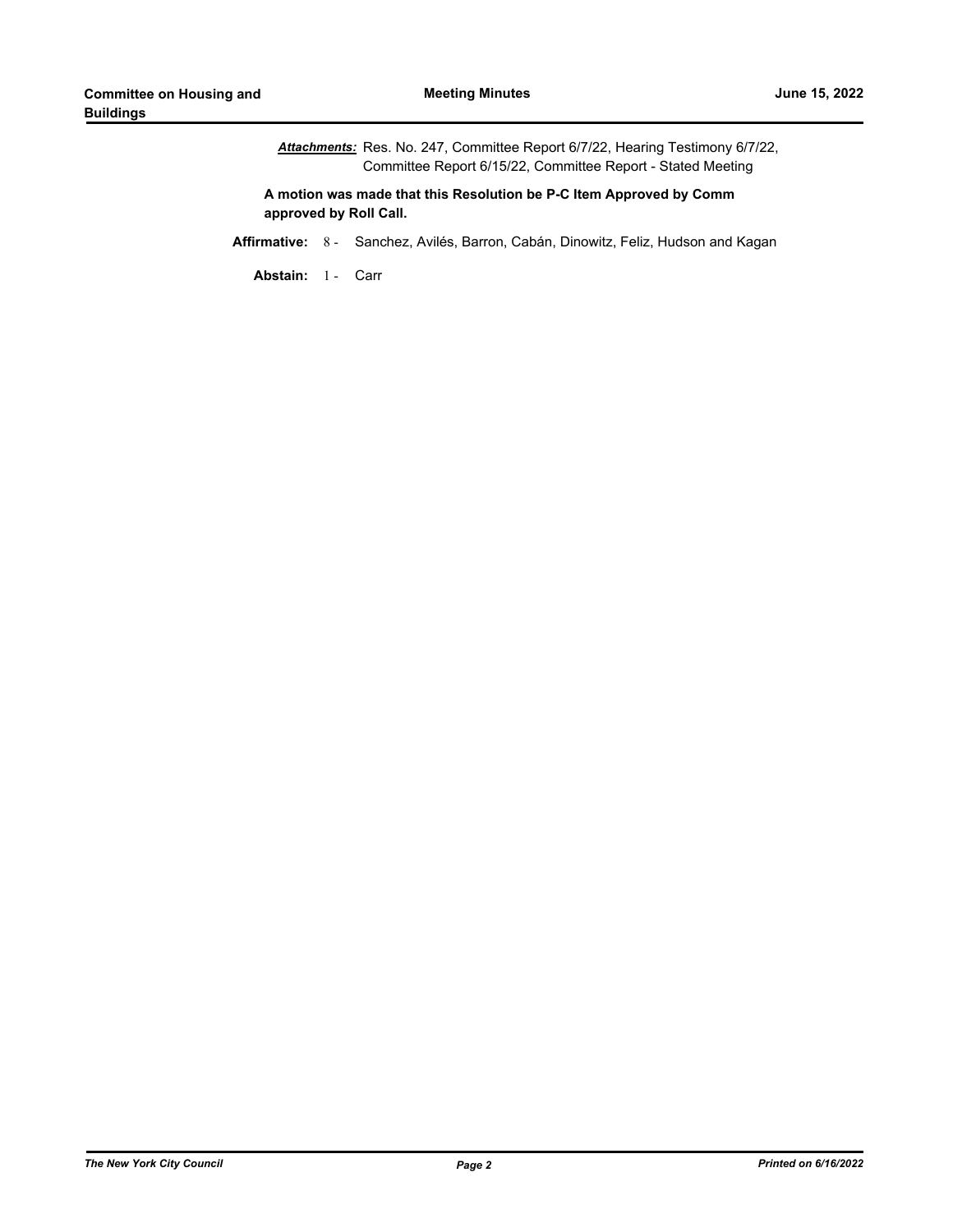***Attachments:*** Res. No. 247, Committee Report 6/7/22, Hearing Testimony 6/7/22, Committee Report 6/15/22, Committee Report - Stated Meeting

**A motion was made that this Resolution be P-C Item Approved by Comm approved by Roll Call.**

**Affirmative:** 8 - Sanchez, Avilés, Barron, Cabán, Dinowitz, Feliz, Hudson and Kagan

**Abstain:** 1 - Carr